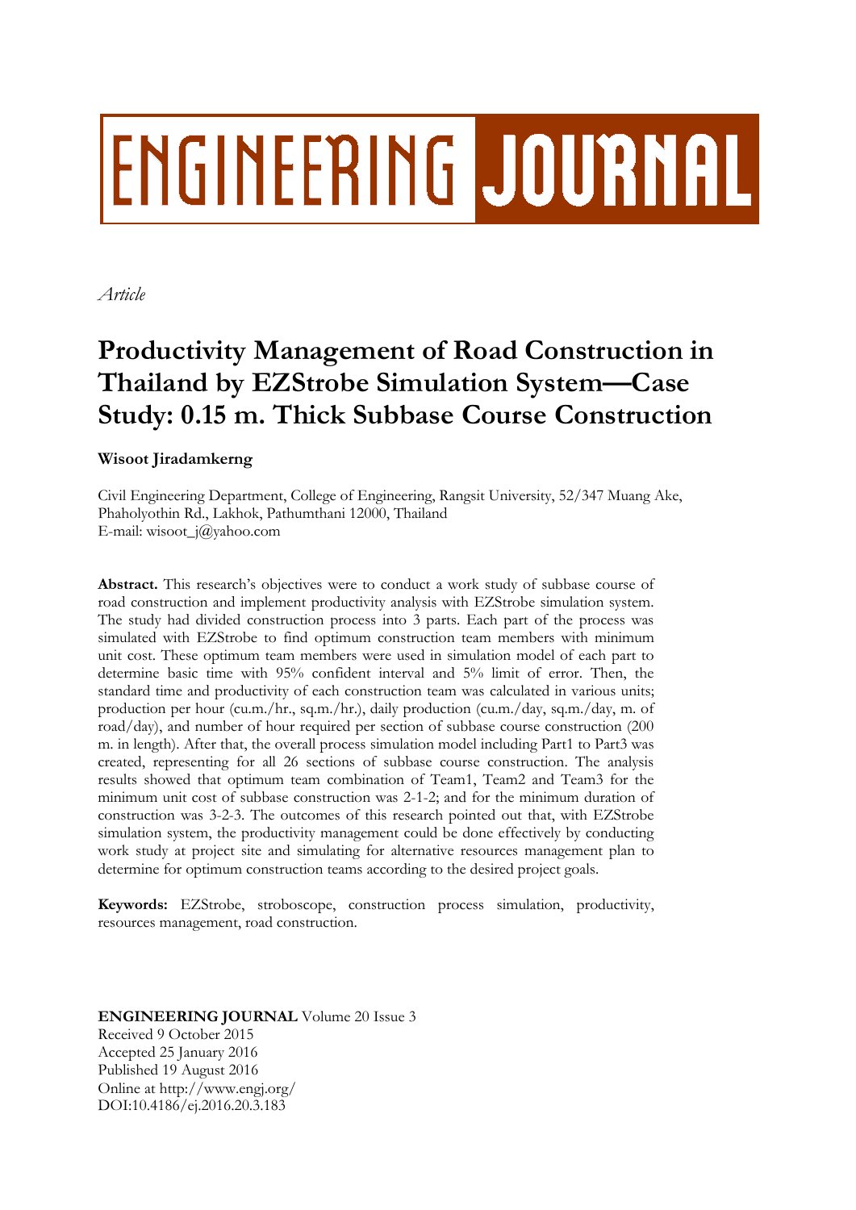# ENGINEERING JOURNAL

*Article*

# Productivity Management of Road Construction in Thailand by EZStrobe Simulation System—Case Study: 0.15 m. Thick Subbase Course Construction

**Wisoot Jiradamkerng**

Civil Engineering Department, College of Engineering, Rangsit University, 52/347 Muang Ake, Phaholyothin Rd., Lakhok, Pathumthani 12000, Thailand
E-mail: wisoot_j@yahoo.com

**Abstract.** This research's objectives were to conduct a work study of subbase course of road construction and implement productivity analysis with EZStrobe simulation system. The study had divided construction process into 3 parts. Each part of the process was simulated with EZStrobe to find optimum construction team members with minimum unit cost. These optimum team members were used in simulation model of each part to determine basic time with 95% confident interval and 5% limit of error. Then, the standard time and productivity of each construction team was calculated in various units; production per hour (cu.m./hr., sq.m./hr.), daily production (cu.m./day, sq.m./day, m. of road/day), and number of hour required per section of subbase course construction (200 m. in length). After that, the overall process simulation model including Part1 to Part3 was created, representing for all 26 sections of subbase course construction. The analysis results showed that optimum team combination of Team1, Team2 and Team3 for the minimum unit cost of subbase construction was 2-1-2; and for the minimum duration of construction was 3-2-3. The outcomes of this research pointed out that, with EZStrobe simulation system, the productivity management could be done effectively by conducting work study at project site and simulating for alternative resources management plan to determine for optimum construction teams according to the desired project goals.

**Keywords:** EZStrobe, stroboscope, construction process simulation, productivity, resources management, road construction.

**ENGINEERING JOURNAL** Volume 20 Issue 3
Received 9 October 2015
Accepted 25 January 2016
Published 19 August 2016
Online at http://www.engj.org/
DOI:10.4186/ej.2016.20.3.183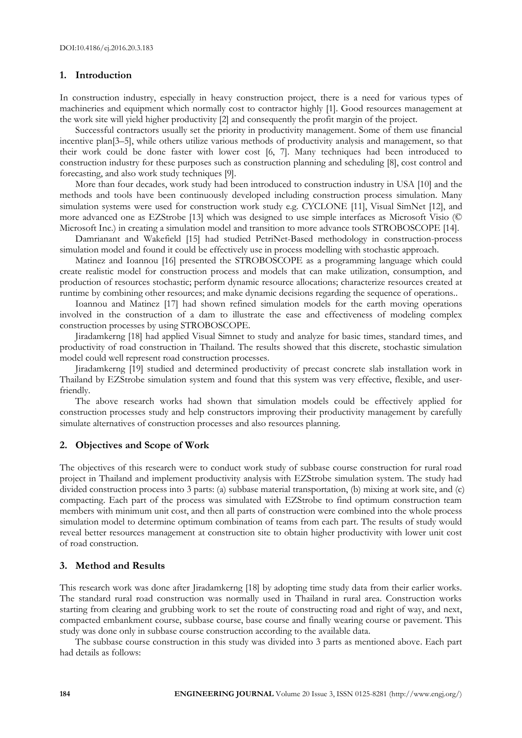DOI:10.4186/ej.2016.20.3.183

## 1. Introduction

In construction industry, especially in heavy construction project, there is a need for various types of machineries and equipment which normally cost to contractor highly [1]. Good resources management at the work site will yield higher productivity [2] and consequently the profit margin of the project.

Successful contractors usually set the priority in productivity management. Some of them use financial incentive plan[3–5], while others utilize various methods of productivity analysis and management, so that their work could be done faster with lower cost [6, 7]. Many techniques had been introduced to construction industry for these purposes such as construction planning and scheduling [8], cost control and forecasting, and also work study techniques [9].

More than four decades, work study had been introduced to construction industry in USA [10] and the methods and tools have been continuously developed including construction process simulation. Many simulation systems were used for construction work study e.g. CYCLONE [11], Visual SimNet [12], and more advanced one as EZStrobe [13] which was designed to use simple interfaces as Microsoft Visio (© Microsoft Inc.) in creating a simulation model and transition to more advance tools STROBOSCOPE [14].

Damrianant and Wakefield [15] had studied PetriNet-Based methodology in construction-process simulation model and found it could be effectively use in process modelling with stochastic approach.

Matinez and Ioannou [16] presented the STROBOSCOPE as a programming language which could create realistic model for construction process and models that can make utilization, consumption, and production of resources stochastic; perform dynamic resource allocations; characterize resources created at runtime by combining other resources; and make dynamic decisions regarding the sequence of operations..

Ioannou and Matinez [17] had shown refined simulation models for the earth moving operations involved in the construction of a dam to illustrate the ease and effectiveness of modeling complex construction processes by using STROBOSCOPE.

Jiradamkerng [18] had applied Visual Simnet to study and analyze for basic times, standard times, and productivity of road construction in Thailand. The results showed that this discrete, stochastic simulation model could well represent road construction processes.

Jiradamkerng [19] studied and determined productivity of precast concrete slab installation work in Thailand by EZStrobe simulation system and found that this system was very effective, flexible, and user-friendly.

The above research works had shown that simulation models could be effectively applied for construction processes study and help constructors improving their productivity management by carefully simulate alternatives of construction processes and also resources planning.

## 2. Objectives and Scope of Work

The objectives of this research were to conduct work study of subbase course construction for rural road project in Thailand and implement productivity analysis with EZStrobe simulation system. The study had divided construction process into 3 parts: (a) subbase material transportation, (b) mixing at work site, and (c) compacting. Each part of the process was simulated with EZStrobe to find optimum construction team members with minimum unit cost, and then all parts of construction were combined into the whole process simulation model to determine optimum combination of teams from each part. The results of study would reveal better resources management at construction site to obtain higher productivity with lower unit cost of road construction.

## 3. Method and Results

This research work was done after Jiradamkerng [18] by adopting time study data from their earlier works. The standard rural road construction was normally used in Thailand in rural area. Construction works starting from clearing and grubbing work to set the route of constructing road and right of way, and next, compacted embankment course, subbase course, base course and finally wearing course or pavement. This study was done only in subbase course construction according to the available data.

The subbase course construction in this study was divided into 3 parts as mentioned above. Each part had details as follows: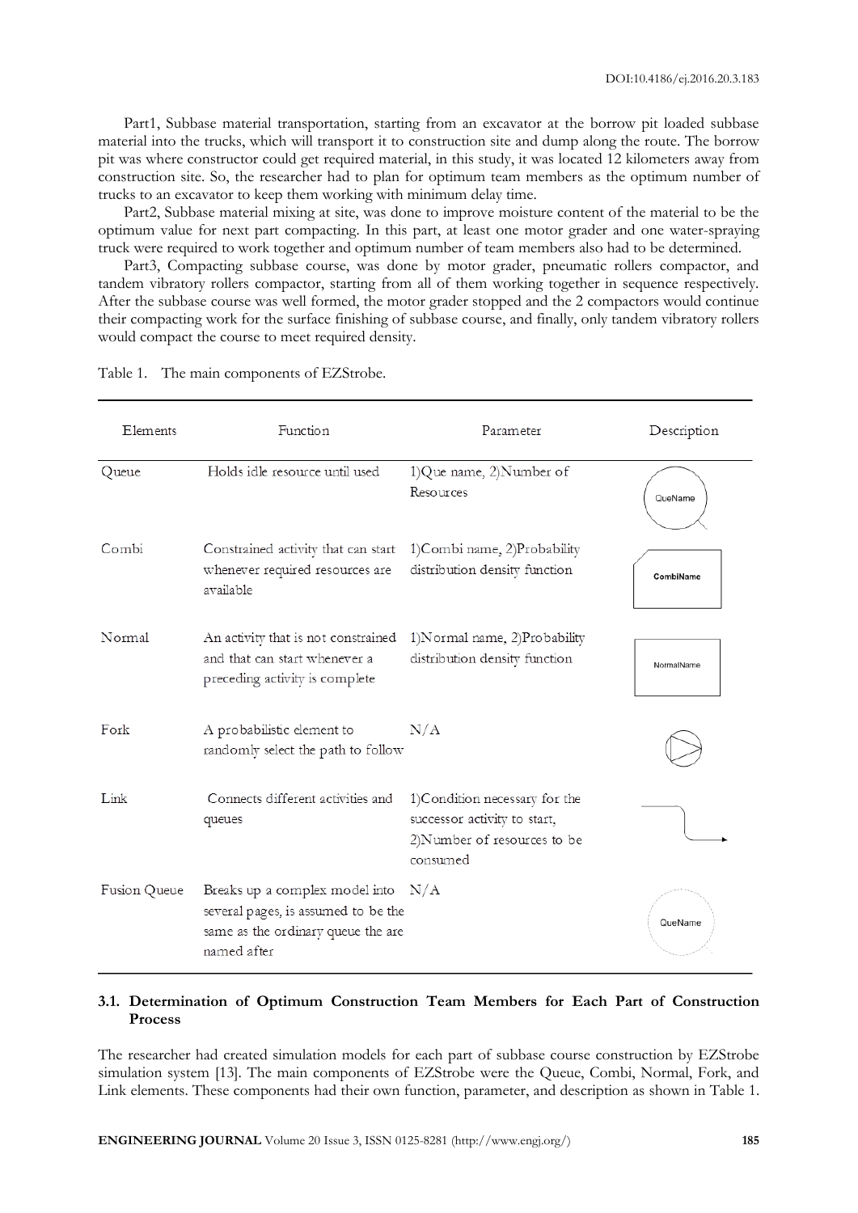Part1, Subbase material transportation, starting from an excavator at the borrow pit loaded subbase material into the trucks, which will transport it to construction site and dump along the route. The borrow pit was where constructor could get required material, in this study, it was located 12 kilometers away from construction site. So, the researcher had to plan for optimum team members as the optimum number of trucks to an excavator to keep them working with minimum delay time.

Part2, Subbase material mixing at site, was done to improve moisture content of the material to be the optimum value for next part compacting. In this part, at least one motor grader and one water-spraying truck were required to work together and optimum number of team members also had to be determined.

Part3, Compacting subbase course, was done by motor grader, pneumatic rollers compactor, and tandem vibratory rollers compactor, starting from all of them working together in sequence respectively. After the subbase course was well formed, the motor grader stopped and the 2 compactors would continue their compacting work for the surface finishing of subbase course, and finally, only tandem vibratory rollers would compact the course to meet required density.

Table 1. The main components of EZStrobe.

| Elements | Function | Parameter | Description |
|---|---|---|---|
| Queue | Holds idle resource until used | 1)Que name, 2)Number of Resources | QueName |
| Combi | Constrained activity that can start whenever required resources are available | 1)Combi name, 2)Probability distribution density function | CombiName |
| Normal | An activity that is not constrained and that can start whenever a preceding activity is complete | 1)Normal name, 2)Probability distribution density function | NormalName |
| Fork | A probabilistic element to randomly select the path to follow | N/A | |
| Link | Connects different activities and queues | 1)Condition necessary for the successor activity to start, 2)Number of resources to be consumed | |
| Fusion Queue | Breaks up a complex model into several pages, is assumed to be the same as the ordinary queue the are named after | N/A | QueName |

### 3.1. Determination of Optimum Construction Team Members for Each Part of Construction Process

The researcher had created simulation models for each part of subbase course construction by EZStrobe simulation system [13]. The main components of EZStrobe were the Queue, Combi, Normal, Fork, and Link elements. These components had their own function, parameter, and description as shown in Table 1.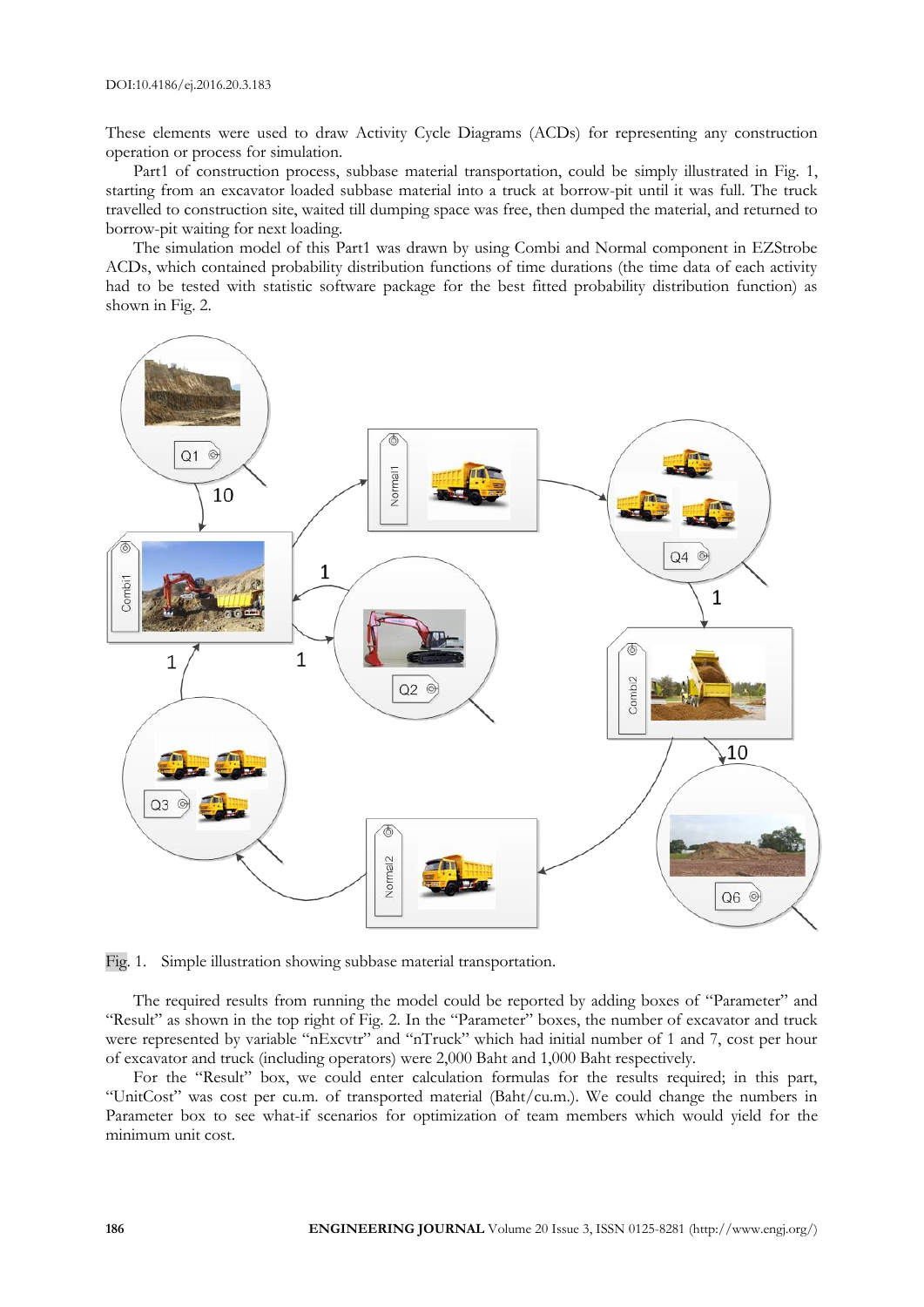These elements were used to draw Activity Cycle Diagrams (ACDs) for representing any construction operation or process for simulation.

Part1 of construction process, subbase material transportation, could be simply illustrated in Fig. 1, starting from an excavator loaded subbase material into a truck at borrow-pit until it was full. The truck travelled to construction site, waited till dumping space was free, then dumped the material, and returned to borrow-pit waiting for next loading.

The simulation model of this Part1 was drawn by using Combi and Normal component in EZStrobe ACDs, which contained probability distribution functions of time durations (the time data of each activity had to be tested with statistic software package for the best fitted probability distribution function) as shown in Fig. 2.

Q1

10

Normal1

Q4

1

Combi1

1

Q2

1

1

Comb2

10

Q3

Normal2

Q6

Fig. 1. Simple illustration showing subbase material transportation.

The required results from running the model could be reported by adding boxes of "Parameter" and "Result" as shown in the top right of Fig. 2. In the "Parameter" boxes, the number of excavator and truck were represented by variable "nExcvtr" and "nTruck" which had initial number of 1 and 7, cost per hour of excavator and truck (including operators) were 2,000 Baht and 1,000 Baht respectively.

For the "Result" box, we could enter calculation formulas for the results required; in this part, "UnitCost" was cost per cu.m. of transported material (Baht/cu.m.). We could change the numbers in Parameter box to see what-if scenarios for optimization of team members which would yield for the minimum unit cost.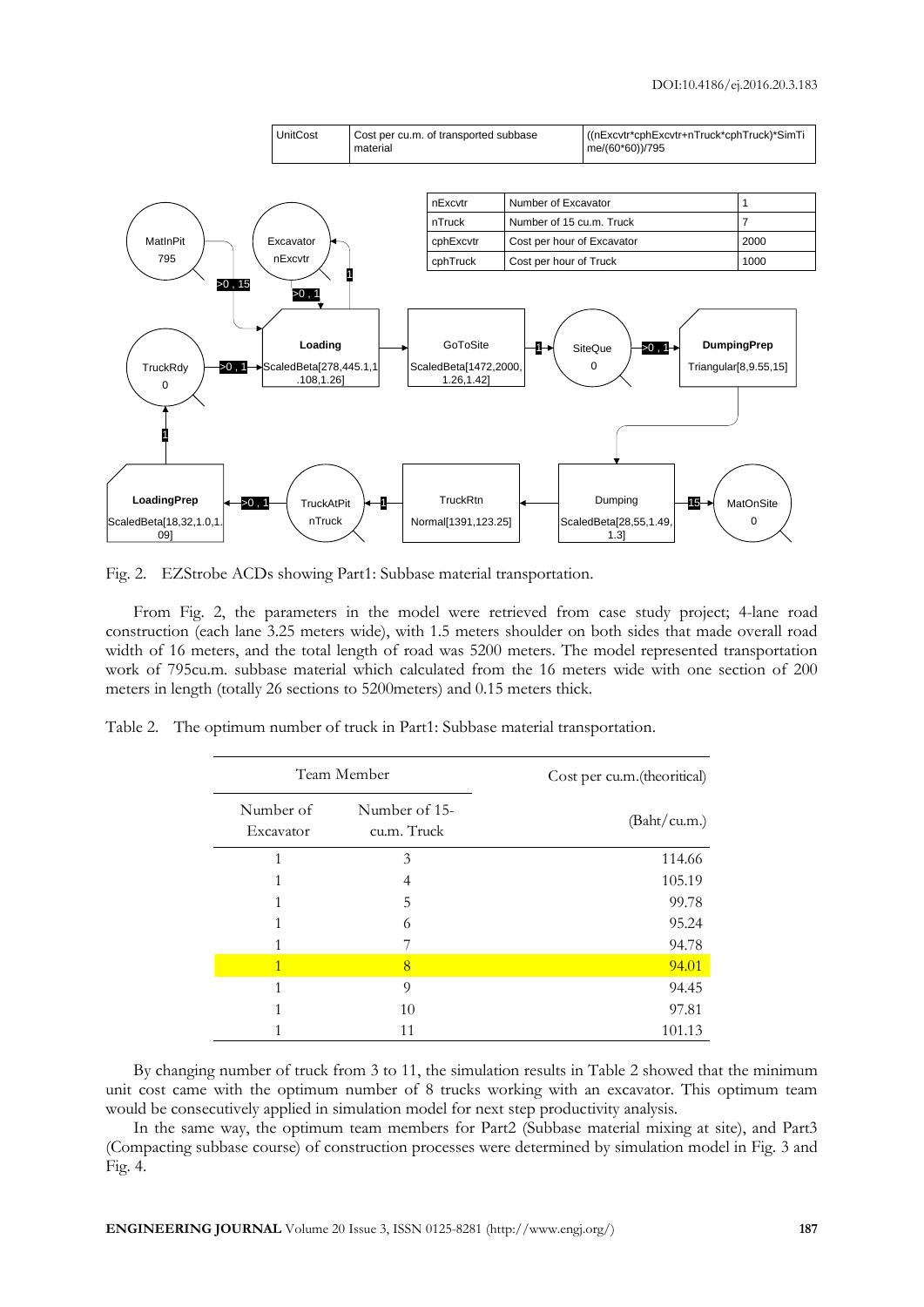| UnitCost | Cost per cu.m. of transported subbase material | ((nExcvtr*cphExcvtr+nTruck*cphTruck)*SimTime/(60*60))/795 |
|---|---|---|

| nExcvtr | Number of Excavator | 1 |
|---|---|---|
| nTruck | Number of 15 cu.m. Truck | 7 |
| cphExcvtr | Cost per hour of Excavator | 2000 |
| cphTruck | Cost per hour of Truck | 1000 |

Fig. 2. EZStrobe ACDs showing Part1: Subbase material transportation.

From Fig. 2, the parameters in the model were retrieved from case study project; 4-lane road construction (each lane 3.25 meters wide), with 1.5 meters shoulder on both sides that made overall road width of 16 meters, and the total length of road was 5200 meters. The model represented transportation work of 795cu.m. subbase material which calculated from the 16 meters wide with one section of 200 meters in length (totally 26 sections to 5200meters) and 0.15 meters thick.

Table 2. The optimum number of truck in Part1: Subbase material transportation.

| Team Member | | Cost per cu.m.(theoritical) |
|---|---|---|
| Number of Excavator | Number of 15-cu.m. Truck | (Baht/cu.m.) |
| 1 | 3 | 114.66 |
| 1 | 4 | 105.19 |
| 1 | 5 | 99.78 |
| 1 | 6 | 95.24 |
| 1 | 7 | 94.78 |
| 1 | 8 | 94.01 |
| 1 | 9 | 94.45 |
| 1 | 10 | 97.81 |
| 1 | 11 | 101.13 |

By changing number of truck from 3 to 11, the simulation results in Table 2 showed that the minimum unit cost came with the optimum number of 8 trucks working with an excavator. This optimum team would be consecutively applied in simulation model for next step productivity analysis.

In the same way, the optimum team members for Part2 (Subbase material mixing at site), and Part3 (Compacting subbase course) of construction processes were determined by simulation model in Fig. 3 and Fig. 4.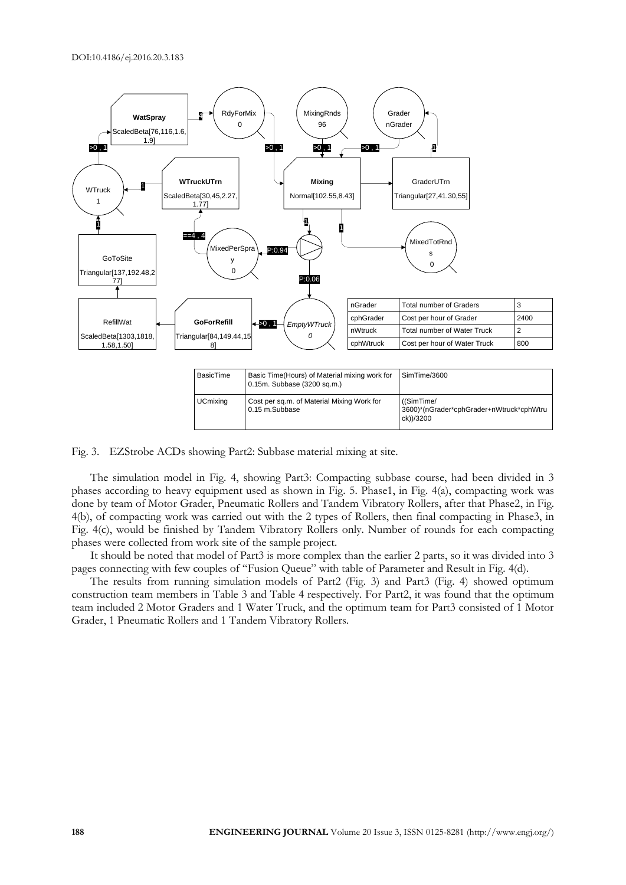WatSpray
ScaledBeta[76,116,1.6, 1.9]
4
RdyForMix
0
MixingRnds
96
Grader
nGrader
>0 , 1
>0 , 1
>0 , 1
>0 , 1
1
WTruck
1
1
WTruckUTrn
ScaledBeta[30,45,2.27, 1.77]
Mixing
Normal[102.55,8.43]
GraderUTrn
Triangular[27,41.30,55]
1
1
==4 , 4
MixedPerSpray
0
P:0.94
MixedTotRnds
0
1
P:0.06
GoToSite
Triangular[137,192.48,277]
RefillWat
ScaledBeta[1303,1818, 1.58,1.50]
GoForRefill
Triangular[84,149.44,158]
>0 , 1
EmptyWTruck
0

| | | |
|---|---|---|
| nGrader | Total number of Graders | 3 |
| cphGrader | Cost per hour of Grader | 2400 |
| nWtruck | Total number of Water Truck | 2 |
| cphWtruck | Cost per hour of Water Truck | 800 |

| | | |
|---|---|---|
| BasicTime | Basic Time(Hours) of Material mixing work for 0.15m. Subbase (3200 sq.m.) | SimTime/3600 |
| UCmixing | Cost per sq.m. of Material Mixing Work for 0.15 m.Subbase | ((SimTime/ 3600)*(nGrader*cphGrader+nWtruck*cphWtruck))/3200 |

Fig. 3. EZStrobe ACDs showing Part2: Subbase material mixing at site.

The simulation model in Fig. 4, showing Part3: Compacting subbase course, had been divided in 3 phases according to heavy equipment used as shown in Fig. 5. Phase1, in Fig. 4(a), compacting work was done by team of Motor Grader, Pneumatic Rollers and Tandem Vibratory Rollers, after that Phase2, in Fig. 4(b), of compacting work was carried out with the 2 types of Rollers, then final compacting in Phase3, in Fig. 4(c), would be finished by Tandem Vibratory Rollers only. Number of rounds for each compacting phases were collected from work site of the sample project.

It should be noted that model of Part3 is more complex than the earlier 2 parts, so it was divided into 3 pages connecting with few couples of "Fusion Queue" with table of Parameter and Result in Fig. 4(d).

The results from running simulation models of Part2 (Fig. 3) and Part3 (Fig. 4) showed optimum construction team members in Table 3 and Table 4 respectively. For Part2, it was found that the optimum team included 2 Motor Graders and 1 Water Truck, and the optimum team for Part3 consisted of 1 Motor Grader, 1 Pneumatic Rollers and 1 Tandem Vibratory Rollers.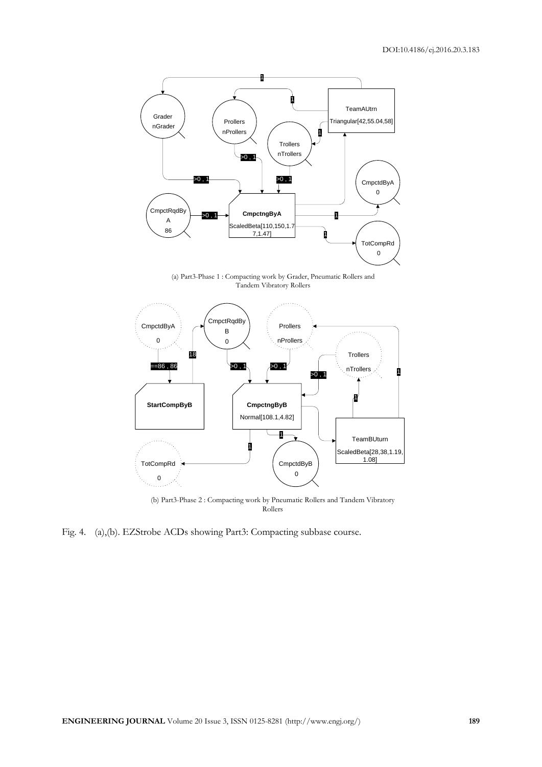1

1

Grader

nGrader

Prollers

nProllers

TeamAUtrn

Triangular[42,55.04,58]

1

Trollers

nTrollers

>0 , 1

>0 , 1

>0 , 1

CmpctdByA

0

CmpctRqdBy

A

86

>0 , 1

CmpctngByA

ScaledBeta[110,150,1.77,1.47]

1

1

TotCompRd

0

(a) Part3-Phase 1 : Compacting work by Grader, Pneumatic Rollers and Tandem Vibratory Rollers

CmpctdByA

0

CmpctRqdBy

B

0

Prollers

nProllers

Trollers

nTrollers

18

==86 , 86

>0 , 1

>0 , 1

>0 , 1

1

1

StartCompByB

CmpctngByB

Normal[108.1,4.82]

TeamBUturn

ScaledBeta[28,38,1.19,1.08]

1

1

TotCompRd

0

CmpctdByB

0

(b) Part3-Phase 2 : Compacting work by Pneumatic Rollers and Tandem Vibratory Rollers

Fig. 4. (a),(b). EZStrobe ACDs showing Part3: Compacting subbase course.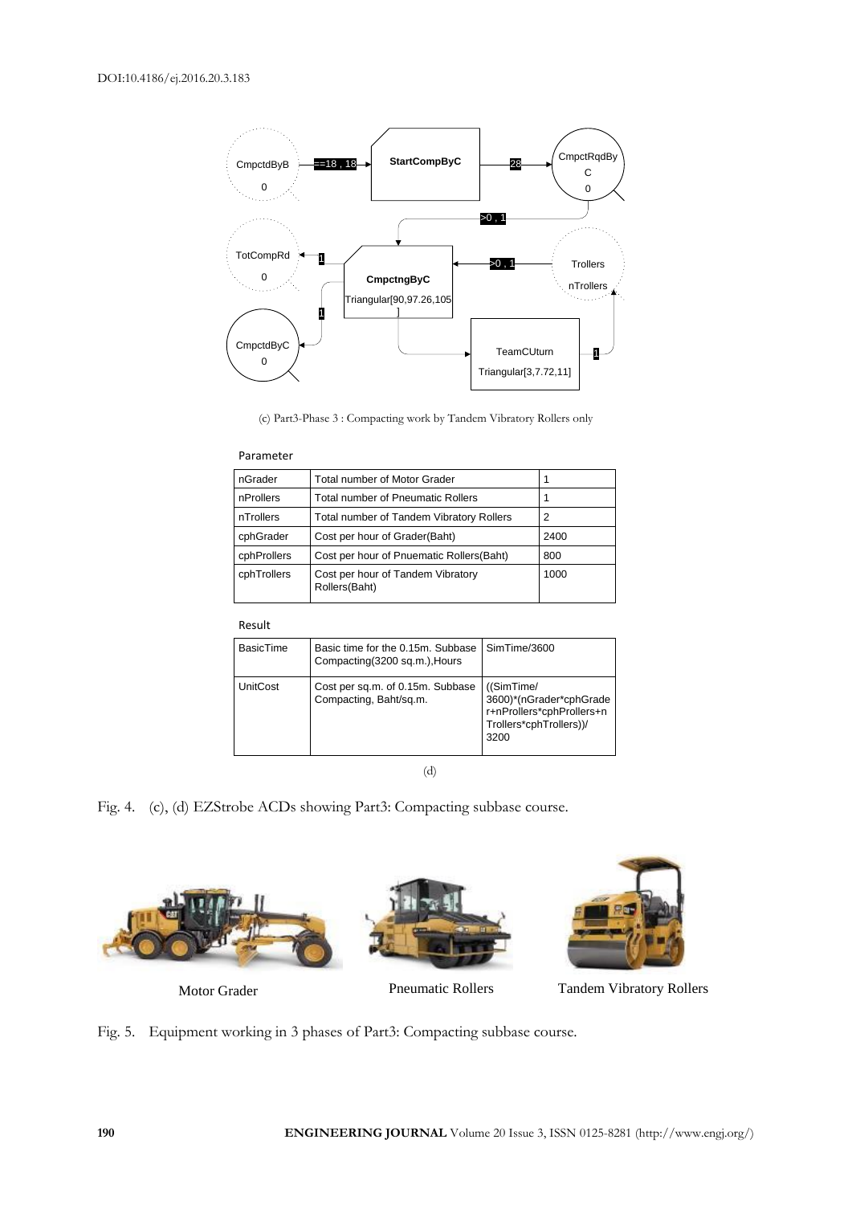DOI:10.4186/ej.2016.20.3.183

CmpctdByB
0
==18 , 18
StartCompByC
28
CmpctRqdByC
0
>0 , 1
TotCompRd
0
1
CmpctngByC
Triangular[90,97.26,105]
>0 , 1
Trollers
nTrollers
1
CmpctdByC
0
TeamCUturn
Triangular[3,7.72,11]
1

(c) Part3-Phase 3 : Compacting work by Tandem Vibratory Rollers only

Parameter

| | | |
|---|---|---|
| nGrader | Total number of Motor Grader | 1 |
| nProllers | Total number of Pneumatic Rollers | 1 |
| nTrollers | Total number of Tandem Vibratory Rollers | 2 |
| cphGrader | Cost per hour of Grader(Baht) | 2400 |
| cphProllers | Cost per hour of Pnuematic Rollers(Baht) | 800 |
| cphTrollers | Cost per hour of Tandem Vibratory Rollers(Baht) | 1000 |

Result

| | | |
|---|---|---|
| BasicTime | Basic time for the 0.15m. Subbase Compacting(3200 sq.m.),Hours | SimTime/3600 |
| UnitCost | Cost per sq.m. of 0.15m. Subbase Compacting, Baht/sq.m. | ((SimTime/3600)*(nGrader*cphGrader+nProllers*cphProllers+nTrollers*cphTrollers))/3200 |

(d)

Fig. 4. (c), (d) EZStrobe ACDs showing Part3: Compacting subbase course.

Motor Grader

Pneumatic Rollers

Tandem Vibratory Rollers

Fig. 5. Equipment working in 3 phases of Part3: Compacting subbase course.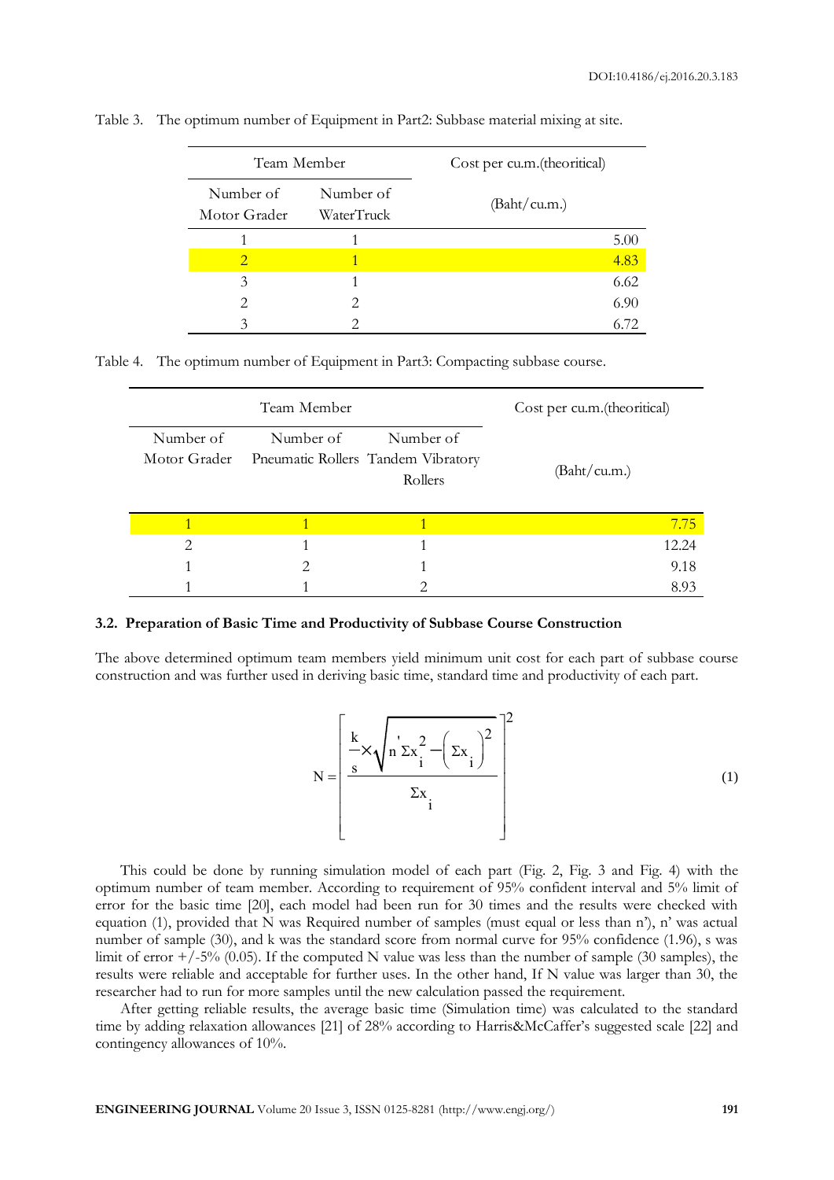Table 3. The optimum number of Equipment in Part2: Subbase material mixing at site.

| Team Member | | Cost per cu.m.(theoritical) |
|---|---|---|
| Number of Motor Grader | Number of WaterTruck | (Baht/cu.m.) |
| 1 | 1 | 5.00 |
| 2 | 1 | 4.83 |
| 3 | 1 | 6.62 |
| 2 | 2 | 6.90 |
| 3 | 2 | 6.72 |

Table 4. The optimum number of Equipment in Part3: Compacting subbase course.

| Team Member | | | Cost per cu.m.(theoritical) |
|---|---|---|---|
| Number of Motor Grader | Number of Pneumatic Rollers | Number of Tandem Vibratory Rollers | (Baht/cu.m.) |
| 1 | 1 | 1 | 7.75 |
| 2 | 1 | 1 | 12.24 |
| 1 | 2 | 1 | 9.18 |
| 1 | 1 | 2 | 8.93 |

### 3.2. Preparation of Basic Time and Productivity of Subbase Course Construction

The above determined optimum team members yield minimum unit cost for each part of subbase course construction and was further used in deriving basic time, standard time and productivity of each part.

$$N = \left[ \frac{\frac{k}{s} \times \sqrt{n' \Sigma x_i^2 - \left( \Sigma x_i \right)^2}}{\Sigma x_i} \right]^2 \tag{1}$$

This could be done by running simulation model of each part (Fig. 2, Fig. 3 and Fig. 4) with the optimum number of team member. According to requirement of 95% confident interval and 5% limit of error for the basic time [20], each model had been run for 30 times and the results were checked with equation (1), provided that N was Required number of samples (must equal or less than n'), n' was actual number of sample (30), and k was the standard score from normal curve for 95% confidence (1.96), s was limit of error +/-5% (0.05). If the computed N value was less than the number of sample (30 samples), the results were reliable and acceptable for further uses. In the other hand, If N value was larger than 30, the researcher had to run for more samples until the new calculation passed the requirement.

After getting reliable results, the average basic time (Simulation time) was calculated to the standard time by adding relaxation allowances [21] of 28% according to Harris&McCaffer's suggested scale [22] and contingency allowances of 10%.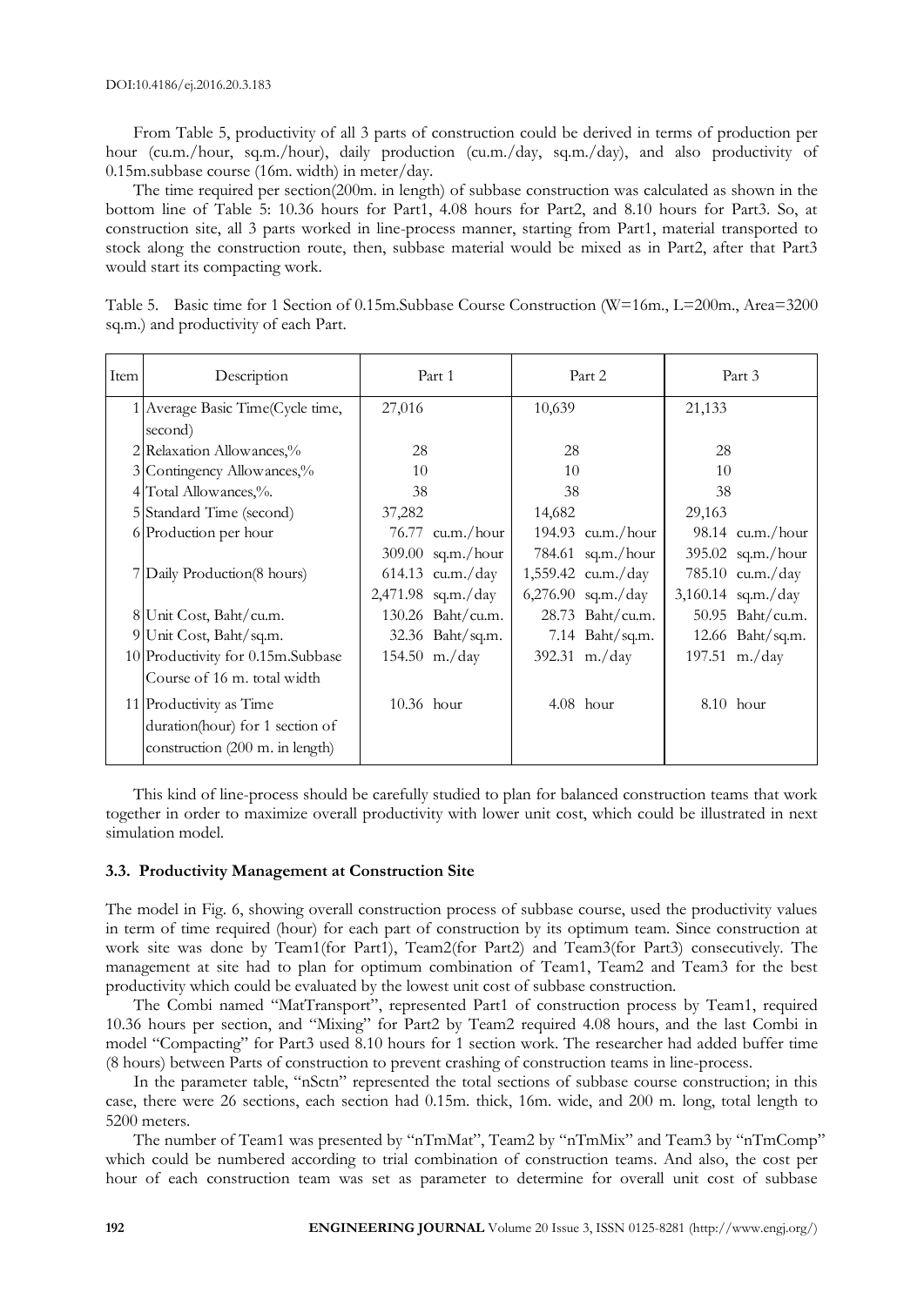From Table 5, productivity of all 3 parts of construction could be derived in terms of production per hour (cu.m./hour, sq.m./hour), daily production (cu.m./day, sq.m./day), and also productivity of 0.15m.subbase course (16m. width) in meter/day.

The time required per section(200m. in length) of subbase construction was calculated as shown in the bottom line of Table 5: 10.36 hours for Part1, 4.08 hours for Part2, and 8.10 hours for Part3. So, at construction site, all 3 parts worked in line-process manner, starting from Part1, material transported to stock along the construction route, then, subbase material would be mixed as in Part2, after that Part3 would start its compacting work.

Table 5. Basic time for 1 Section of 0.15m.Subbase Course Construction (W=16m., L=200m., Area=3200 sq.m.) and productivity of each Part.

| Item | Description | Part 1 | Part 2 | Part 3 |
|---|---|---|---|---|
| 1 | Average Basic Time(Cycle time, second) | 27,016 | 10,639 | 21,133 |
| 2 | Relaxation Allowances,% | 28 | 28 | 28 |
| 3 | Contingency Allowances,% | 10 | 10 | 10 |
| 4 | Total Allowances,%. | 38 | 38 | 38 |
| 5 | Standard Time (second) | 37,282 | 14,682 | 29,163 |
| 6 | Production per hour | 76.77 cu.m./hour<br>309.00 sq.m./hour | 194.93 cu.m./hour<br>784.61 sq.m./hour | 98.14 cu.m./hour<br>395.02 sq.m./hour |
| 7 | Daily Production(8 hours) | 614.13 cu.m./day<br>2,471.98 sq.m./day | 1,559.42 cu.m./day<br>6,276.90 sq.m./day | 785.10 cu.m./day<br>3,160.14 sq.m./day |
| 8 | Unit Cost, Baht/cu.m. | 130.26 Baht/cu.m. | 28.73 Baht/cu.m. | 50.95 Baht/cu.m. |
| 9 | Unit Cost, Baht/sq.m. | 32.36 Baht/sq.m. | 7.14 Baht/sq.m. | 12.66 Baht/sq.m. |
| 10 | Productivity for 0.15m.Subbase Course of 16 m. total width | 154.50 m./day | 392.31 m./day | 197.51 m./day |
| 11 | Productivity as Time duration(hour) for 1 section of construction (200 m. in length) | 10.36 hour | 4.08 hour | 8.10 hour |

This kind of line-process should be carefully studied to plan for balanced construction teams that work together in order to maximize overall productivity with lower unit cost, which could be illustrated in next simulation model.

### 3.3. Productivity Management at Construction Site

The model in Fig. 6, showing overall construction process of subbase course, used the productivity values in term of time required (hour) for each part of construction by its optimum team. Since construction at work site was done by Team1(for Part1), Team2(for Part2) and Team3(for Part3) consecutively. The management at site had to plan for optimum combination of Team1, Team2 and Team3 for the best productivity which could be evaluated by the lowest unit cost of subbase construction.

The Combi named "MatTransport", represented Part1 of construction process by Team1, required 10.36 hours per section, and "Mixing" for Part2 by Team2 required 4.08 hours, and the last Combi in model "Compacting" for Part3 used 8.10 hours for 1 section work. The researcher had added buffer time (8 hours) between Parts of construction to prevent crashing of construction teams in line-process.

In the parameter table, "nSctn" represented the total sections of subbase course construction; in this case, there were 26 sections, each section had 0.15m. thick, 16m. wide, and 200 m. long, total length to 5200 meters.

The number of Team1 was presented by "nTmMat", Team2 by "nTmMix" and Team3 by "nTmComp" which could be numbered according to trial combination of construction teams. And also, the cost per hour of each construction team was set as parameter to determine for overall unit cost of subbase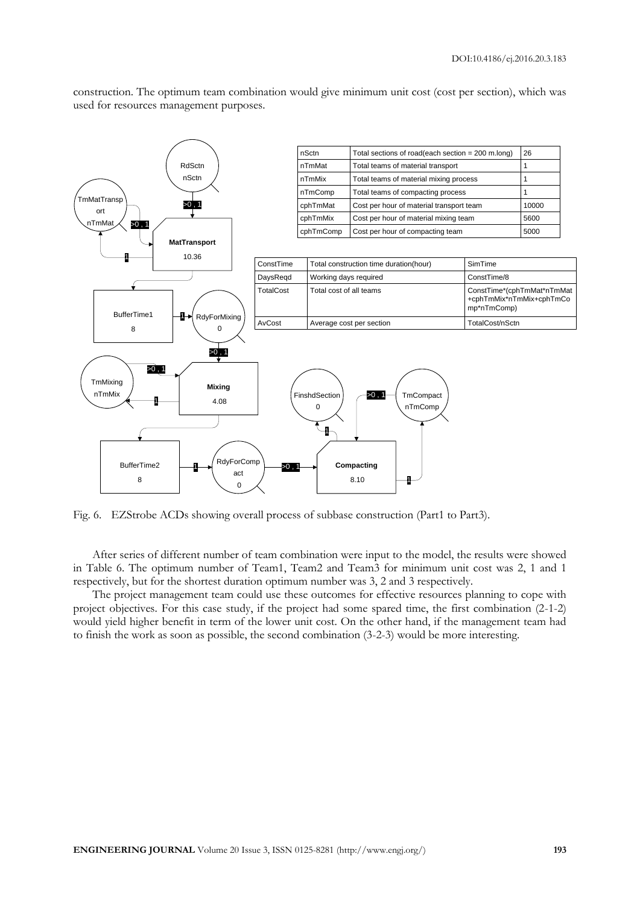construction. The optimum team combination would give minimum unit cost (cost per section), which was used for resources management purposes.

RdSctn
nSctn

TmMatTransport
nTmMat

>0 , 1

MatTransport
10.36

1

BufferTime1
8

RdyForMixing
0

TmMixing
nTmMix

Mixing
4.08

BufferTime2
8

RdyForCompact
0

Compacting
8.10

FinshdSection
0

TmCompact
nTmComp

| | | |
|---|---|---|
| nSctn | Total sections of road(each section = 200 m.long) | 26 |
| nTmMat | Total teams of material transport | 1 |
| nTmMix | Total teams of material mixing process | 1 |
| nTmComp | Total teams of compacting process | 1 |
| cphTmMat | Cost per hour of material transport team | 10000 |
| cphTmMix | Cost per hour of material mixing team | 5600 |
| cphTmComp | Cost per hour of compacting team | 5000 |

| | | |
|---|---|---|
| ConstTime | Total construction time duration(hour) | SimTime |
| DaysReqd | Working days required | ConstTime/8 |
| TotalCost | Total cost of all teams | ConstTime*(cphTmMat*nTmMat+cphTmMix*nTmMix+cphTmComp*nTmComp) |
| AvCost | Average cost per section | TotalCost/nSctn |

Fig. 6. EZStrobe ACDs showing overall process of subbase construction (Part1 to Part3).

After series of different number of team combination were input to the model, the results were showed in Table 6. The optimum number of Team1, Team2 and Team3 for minimum unit cost was 2, 1 and 1 respectively, but for the shortest duration optimum number was 3, 2 and 3 respectively.

The project management team could use these outcomes for effective resources planning to cope with project objectives. For this case study, if the project had some spared time, the first combination (2-1-2) would yield higher benefit in term of the lower unit cost. On the other hand, if the management team had to finish the work as soon as possible, the second combination (3-2-3) would be more interesting.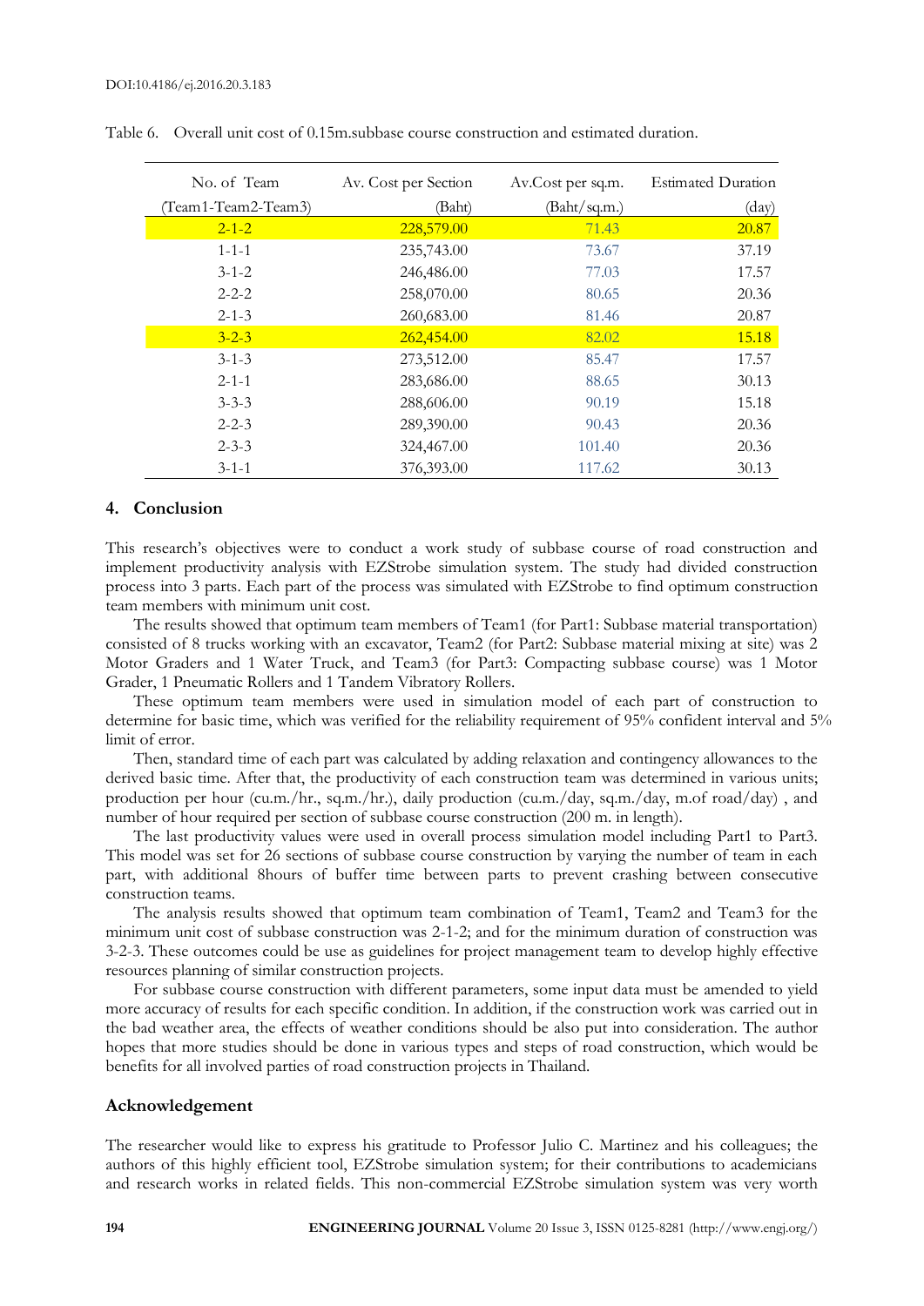DOI:10.4186/ej.2016.20.3.183

Table 6. Overall unit cost of 0.15m.subbase course construction and estimated duration.

| No. of Team (Team1-Team2-Team3) | Av. Cost per Section (Baht) | Av.Cost per sq.m. (Baht/sq.m.) | Estimated Duration (day) |
|---|---|---|---|
| 2-1-2 | 228,579.00 | 71.43 | 20.87 |
| 1-1-1 | 235,743.00 | 73.67 | 37.19 |
| 3-1-2 | 246,486.00 | 77.03 | 17.57 |
| 2-2-2 | 258,070.00 | 80.65 | 20.36 |
| 2-1-3 | 260,683.00 | 81.46 | 20.87 |
| 3-2-3 | 262,454.00 | 82.02 | 15.18 |
| 3-1-3 | 273,512.00 | 85.47 | 17.57 |
| 2-1-1 | 283,686.00 | 88.65 | 30.13 |
| 3-3-3 | 288,606.00 | 90.19 | 15.18 |
| 2-2-3 | 289,390.00 | 90.43 | 20.36 |
| 2-3-3 | 324,467.00 | 101.40 | 20.36 |
| 3-1-1 | 376,393.00 | 117.62 | 30.13 |

## 4. Conclusion

This research's objectives were to conduct a work study of subbase course of road construction and implement productivity analysis with EZStrobe simulation system. The study had divided construction process into 3 parts. Each part of the process was simulated with EZStrobe to find optimum construction team members with minimum unit cost.

The results showed that optimum team members of Team1 (for Part1: Subbase material transportation) consisted of 8 trucks working with an excavator, Team2 (for Part2: Subbase material mixing at site) was 2 Motor Graders and 1 Water Truck, and Team3 (for Part3: Compacting subbase course) was 1 Motor Grader, 1 Pneumatic Rollers and 1 Tandem Vibratory Rollers.

These optimum team members were used in simulation model of each part of construction to determine for basic time, which was verified for the reliability requirement of 95% confident interval and 5% limit of error.

Then, standard time of each part was calculated by adding relaxation and contingency allowances to the derived basic time. After that, the productivity of each construction team was determined in various units; production per hour (cu.m./hr., sq.m./hr.), daily production (cu.m./day, sq.m./day, m.of road/day) , and number of hour required per section of subbase course construction (200 m. in length).

The last productivity values were used in overall process simulation model including Part1 to Part3. This model was set for 26 sections of subbase course construction by varying the number of team in each part, with additional 8hours of buffer time between parts to prevent crashing between consecutive construction teams.

The analysis results showed that optimum team combination of Team1, Team2 and Team3 for the minimum unit cost of subbase construction was 2-1-2; and for the minimum duration of construction was 3-2-3. These outcomes could be use as guidelines for project management team to develop highly effective resources planning of similar construction projects.

For subbase course construction with different parameters, some input data must be amended to yield more accuracy of results for each specific condition. In addition, if the construction work was carried out in the bad weather area, the effects of weather conditions should be also put into consideration. The author hopes that more studies should be done in various types and steps of road construction, which would be benefits for all involved parties of road construction projects in Thailand.

## Acknowledgement

The researcher would like to express his gratitude to Professor Julio C. Martinez and his colleagues; the authors of this highly efficient tool, EZStrobe simulation system; for their contributions to academicians and research works in related fields. This non-commercial EZStrobe simulation system was very worth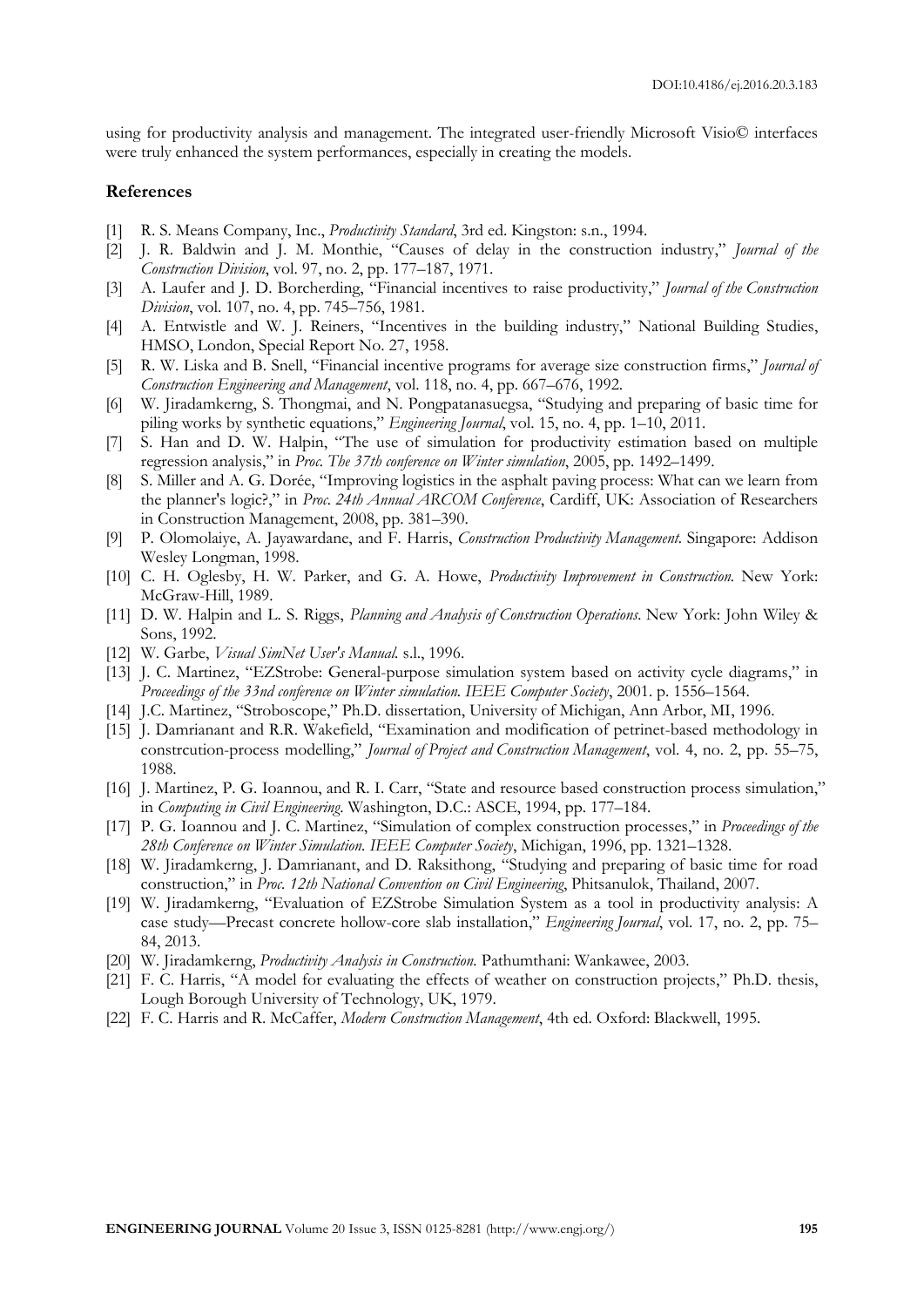using for productivity analysis and management. The integrated user-friendly Microsoft Visio© interfaces were truly enhanced the system performances, especially in creating the models.

## References

[1] R. S. Means Company, Inc., *Productivity Standard*, 3rd ed. Kingston: s.n., 1994.

[2] J. R. Baldwin and J. M. Monthie, "Causes of delay in the construction industry," *Journal of the Construction Division*, vol. 97, no. 2, pp. 177–187, 1971.

[3] A. Laufer and J. D. Borcherding, "Financial incentives to raise productivity," *Journal of the Construction Division*, vol. 107, no. 4, pp. 745–756, 1981.

[4] A. Entwistle and W. J. Reiners, "Incentives in the building industry," National Building Studies, HMSO, London, Special Report No. 27, 1958.

[5] R. W. Liska and B. Snell, "Financial incentive programs for average size construction firms," *Journal of Construction Engineering and Management*, vol. 118, no. 4, pp. 667–676, 1992.

[6] W. Jiradamkerng, S. Thongmai, and N. Pongpatanasuegsa, "Studying and preparing of basic time for piling works by synthetic equations," *Engineering Journal*, vol. 15, no. 4, pp. 1–10, 2011.

[7] S. Han and D. W. Halpin, "The use of simulation for productivity estimation based on multiple regression analysis," in *Proc. The 37th conference on Winter simulation*, 2005, pp. 1492–1499.

[8] S. Miller and A. G. Dorée, "Improving logistics in the asphalt paving process: What can we learn from the planner's logic?," in *Proc. 24th Annual ARCOM Conference*, Cardiff, UK: Association of Researchers in Construction Management, 2008, pp. 381–390.

[9] P. Olomolaiye, A. Jayawardane, and F. Harris, *Construction Productivity Management*. Singapore: Addison Wesley Longman, 1998.

[10] C. H. Oglesby, H. W. Parker, and G. A. Howe, *Productivity Improvement in Construction*. New York: McGraw-Hill, 1989.

[11] D. W. Halpin and L. S. Riggs, *Planning and Analysis of Construction Operations*. New York: John Wiley & Sons, 1992.

[12] W. Garbe, *Visual SimNet User's Manual*. s.l., 1996.

[13] J. C. Martinez, "EZStrobe: General-purpose simulation system based on activity cycle diagrams," in *Proceedings of the 33nd conference on Winter simulation. IEEE Computer Society*, 2001. p. 1556–1564.

[14] J.C. Martinez, "Stroboscope," Ph.D. dissertation, University of Michigan, Ann Arbor, MI, 1996.

[15] J. Damrianant and R.R. Wakefield, "Examination and modification of petrinet-based methodology in constrcution-process modelling," *Journal of Project and Construction Management*, vol. 4, no. 2, pp. 55–75, 1988.

[16] J. Martinez, P. G. Ioannou, and R. I. Carr, "State and resource based construction process simulation," in *Computing in Civil Engineering*. Washington, D.C.: ASCE, 1994, pp. 177–184.

[17] P. G. Ioannou and J. C. Martinez, "Simulation of complex construction processes," in *Proceedings of the 28th Conference on Winter Simulation. IEEE Computer Society*, Michigan, 1996, pp. 1321–1328.

[18] W. Jiradamkerng, J. Damrianant, and D. Raksithong, "Studying and preparing of basic time for road construction," in *Proc. 12th National Convention on Civil Engineering*, Phitsanulok, Thailand, 2007.

[19] W. Jiradamkerng, "Evaluation of EZStrobe Simulation System as a tool in productivity analysis: A case study—Precast concrete hollow-core slab installation," *Engineering Journal*, vol. 17, no. 2, pp. 75–84, 2013.

[20] W. Jiradamkerng, *Productivity Analysis in Construction*. Pathumthani: Wankawee, 2003.

[21] F. C. Harris, "A model for evaluating the effects of weather on construction projects," Ph.D. thesis, Lough Borough University of Technology, UK, 1979.

[22] F. C. Harris and R. McCaffer, *Modern Construction Management*, 4th ed. Oxford: Blackwell, 1995.